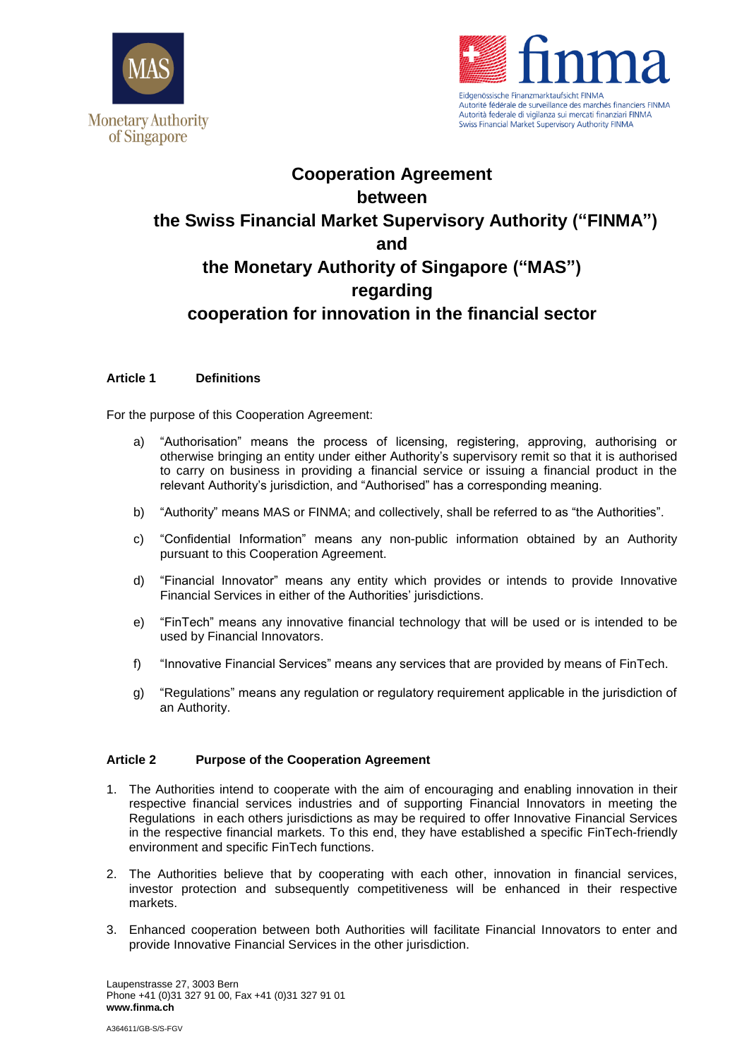# Cooperation Agreement between the Swiss Financial Market Supervisory Authority ("FINMA") and the Monetary Authority of Singapore ("MAS") regarding cooperation for innovation in the financial sector

### Article 1 Definitions

For the purpose of this Cooperation Agreement:

a) "Authorisation" means the process of licensing, registering, approving, authorising or otherwise bringing an entity under either Authority's supervisory remit so that it is authorised to carry on business in providing a financial service or issuing a financial product in the relevant Authority's jurisdiction, and "Authorised" has a corresponding meaning.

b) "Authority" means MAS or FINMA; and collectively, shall be referred to as "the Authorities".

c) "Confidential Information" means any non-public information obtained by an Authority pursuant to this Cooperation Agreement.

d) "Financial Innovator" means any entity which provides or intends to provide Innovative Financial Services in either of the Authorities' jurisdictions.

e) "FinTech" means any innovative financial technology that will be used or is intended to be used by Financial Innovators.

f) "Innovative Financial Services" means any services that are provided by means of FinTech.

g) "Regulations" means any regulation or regulatory requirement applicable in the jurisdiction of an Authority.

### Article 2 Purpose of the Cooperation Agreement

1. The Authorities intend to cooperate with the aim of encouraging and enabling innovation in their respective financial services industries and of supporting Financial Innovators in meeting the Regulations in each others jurisdictions as may be required to offer Innovative Financial Services in the respective financial markets. To this end, they have established a specific FinTech-friendly environment and specific FinTech functions.

2. The Authorities believe that by cooperating with each other, innovation in financial services, investor protection and subsequently competitiveness will be enhanced in their respective markets.

3. Enhanced cooperation between both Authorities will facilitate Financial Innovators to enter and provide Innovative Financial Services in the other jurisdiction.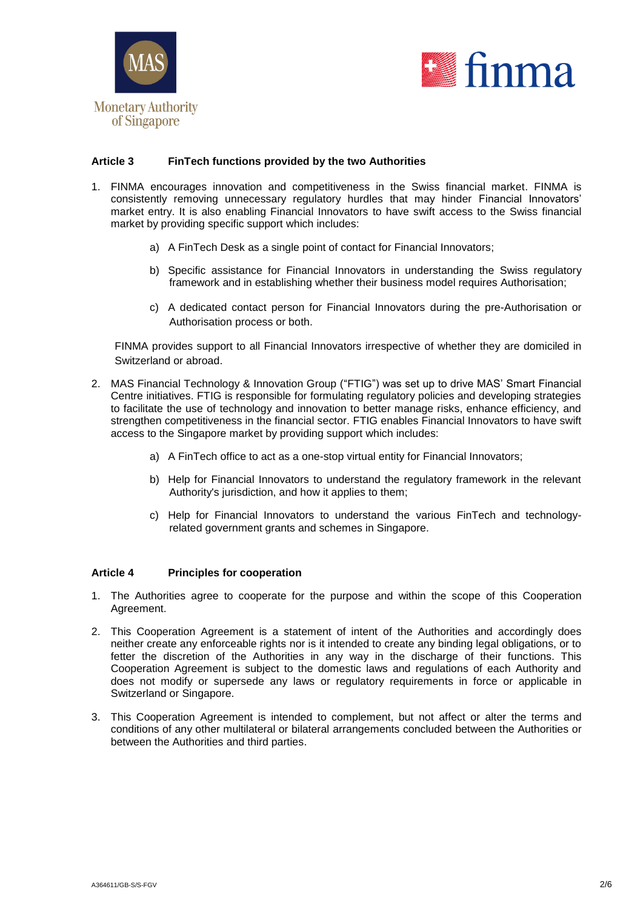### Article 3 FinTech functions provided by the two Authorities

1. FINMA encourages innovation and competitiveness in the Swiss financial market. FINMA is consistently removing unnecessary regulatory hurdles that may hinder Financial Innovators' market entry. It is also enabling Financial Innovators to have swift access to the Swiss financial market by providing specific support which includes:

   a) A FinTech Desk as a single point of contact for Financial Innovators;

   b) Specific assistance for Financial Innovators in understanding the Swiss regulatory framework and in establishing whether their business model requires Authorisation;

   c) A dedicated contact person for Financial Innovators during the pre-Authorisation or Authorisation process or both.

   FINMA provides support to all Financial Innovators irrespective of whether they are domiciled in Switzerland or abroad.

2. MAS Financial Technology & Innovation Group ("FTIG") was set up to drive MAS' Smart Financial Centre initiatives. FTIG is responsible for formulating regulatory policies and developing strategies to facilitate the use of technology and innovation to better manage risks, enhance efficiency, and strengthen competitiveness in the financial sector. FTIG enables Financial Innovators to have swift access to the Singapore market by providing support which includes:

   a) A FinTech office to act as a one-stop virtual entity for Financial Innovators;

   b) Help for Financial Innovators to understand the regulatory framework in the relevant Authority's jurisdiction, and how it applies to them;

   c) Help for Financial Innovators to understand the various FinTech and technology-related government grants and schemes in Singapore.

### Article 4 Principles for cooperation

1. The Authorities agree to cooperate for the purpose and within the scope of this Cooperation Agreement.

2. This Cooperation Agreement is a statement of intent of the Authorities and accordingly does neither create any enforceable rights nor is it intended to create any binding legal obligations, or to fetter the discretion of the Authorities in any way in the discharge of their functions. This Cooperation Agreement is subject to the domestic laws and regulations of each Authority and does not modify or supersede any laws or regulatory requirements in force or applicable in Switzerland or Singapore.

3. This Cooperation Agreement is intended to complement, but not affect or alter the terms and conditions of any other multilateral or bilateral arrangements concluded between the Authorities or between the Authorities and third parties.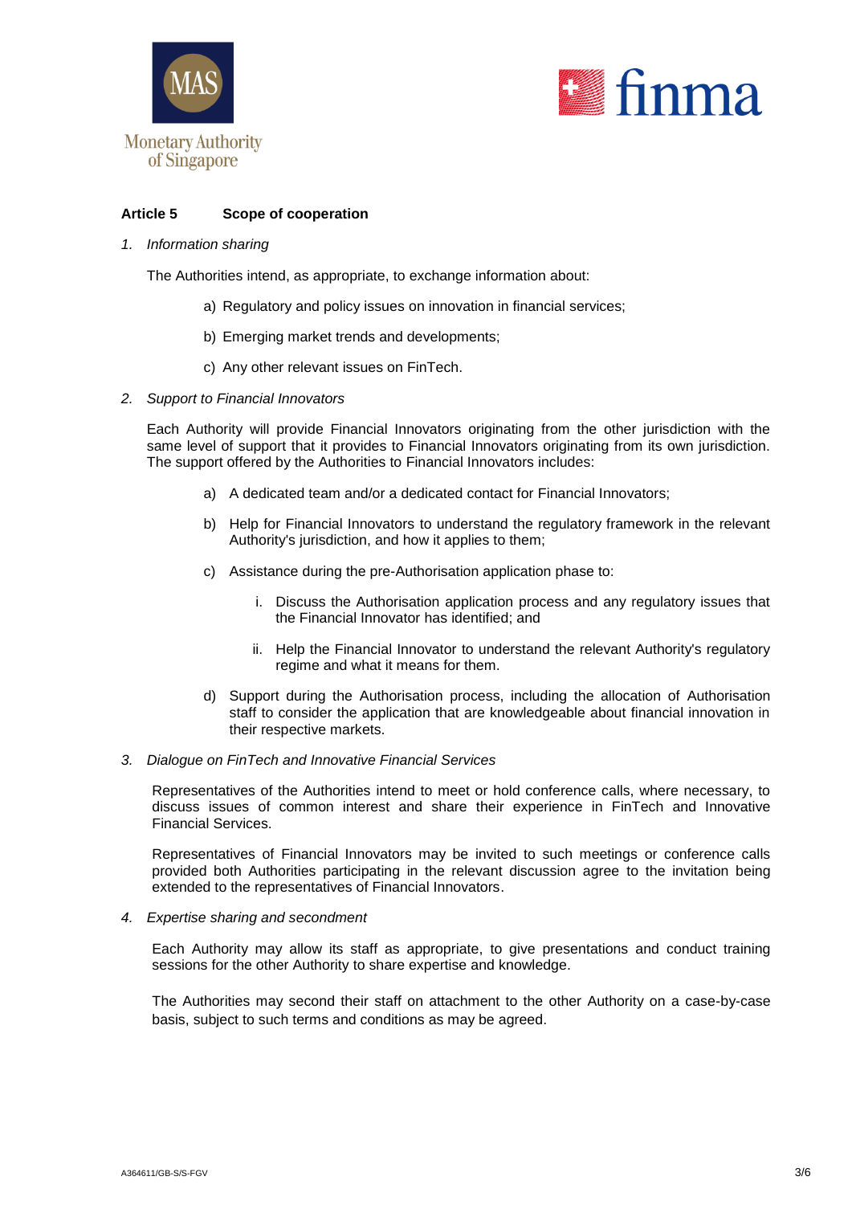**Article 5 Scope of cooperation**

1. *Information sharing*

   The Authorities intend, as appropriate, to exchange information about:

   a) Regulatory and policy issues on innovation in financial services;

   b) Emerging market trends and developments;

   c) Any other relevant issues on FinTech.

2. *Support to Financial Innovators*

   Each Authority will provide Financial Innovators originating from the other jurisdiction with the same level of support that it provides to Financial Innovators originating from its own jurisdiction. The support offered by the Authorities to Financial Innovators includes:

   a) A dedicated team and/or a dedicated contact for Financial Innovators;

   b) Help for Financial Innovators to understand the regulatory framework in the relevant Authority's jurisdiction, and how it applies to them;

   c) Assistance during the pre-Authorisation application phase to:

      i. Discuss the Authorisation application process and any regulatory issues that the Financial Innovator has identified; and

      ii. Help the Financial Innovator to understand the relevant Authority's regulatory regime and what it means for them.

   d) Support during the Authorisation process, including the allocation of Authorisation staff to consider the application that are knowledgeable about financial innovation in their respective markets.

3. *Dialogue on FinTech and Innovative Financial Services*

   Representatives of the Authorities intend to meet or hold conference calls, where necessary, to discuss issues of common interest and share their experience in FinTech and Innovative Financial Services.

   Representatives of Financial Innovators may be invited to such meetings or conference calls provided both Authorities participating in the relevant discussion agree to the invitation being extended to the representatives of Financial Innovators.

4. *Expertise sharing and secondment*

   Each Authority may allow its staff as appropriate, to give presentations and conduct training sessions for the other Authority to share expertise and knowledge.

   The Authorities may second their staff on attachment to the other Authority on a case-by-case basis, subject to such terms and conditions as may be agreed.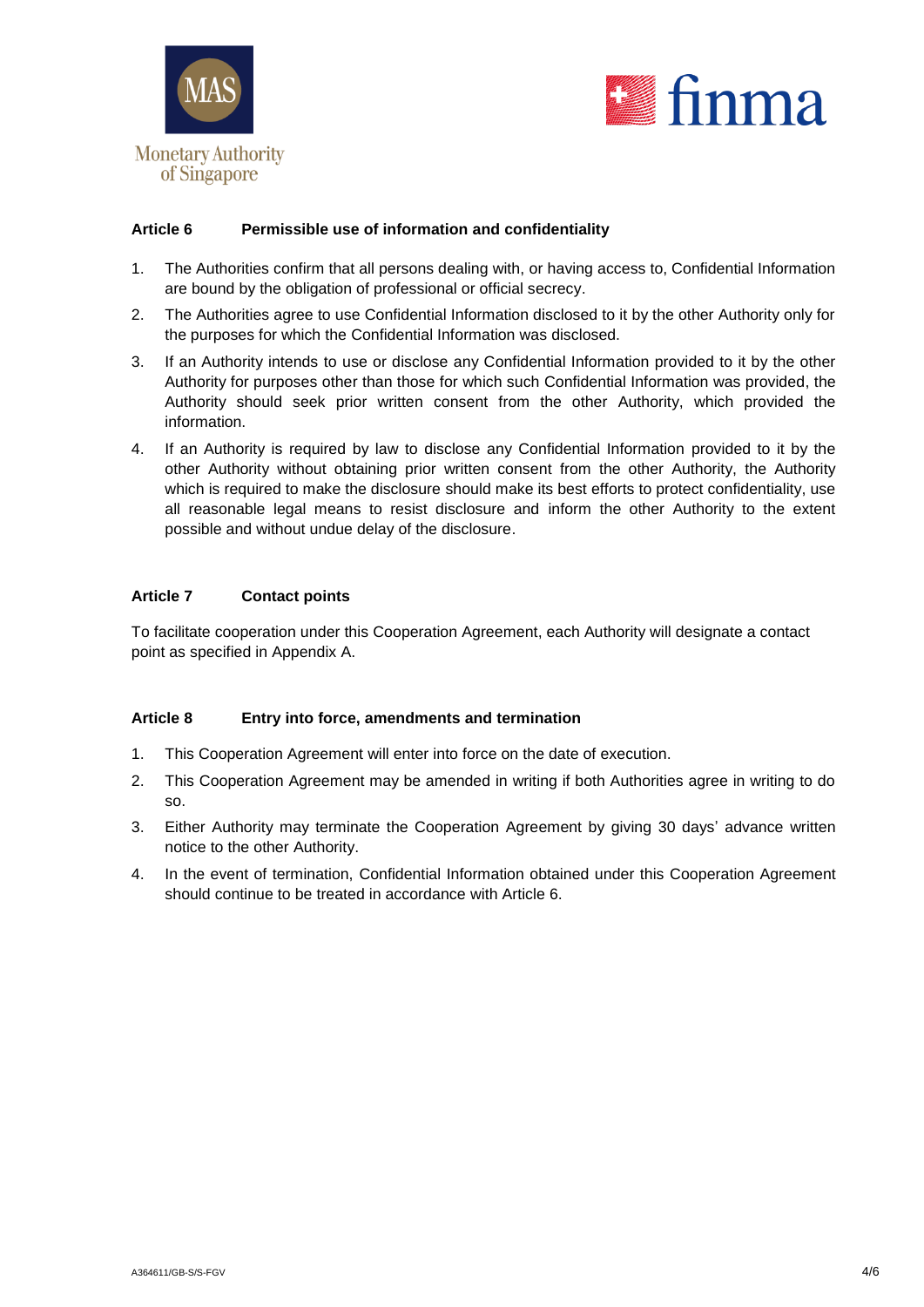## Article 6 Permissible use of information and confidentiality

1. The Authorities confirm that all persons dealing with, or having access to, Confidential Information are bound by the obligation of professional or official secrecy.
2. The Authorities agree to use Confidential Information disclosed to it by the other Authority only for the purposes for which the Confidential Information was disclosed.
3. If an Authority intends to use or disclose any Confidential Information provided to it by the other Authority for purposes other than those for which such Confidential Information was provided, the Authority should seek prior written consent from the other Authority, which provided the information.
4. If an Authority is required by law to disclose any Confidential Information provided to it by the other Authority without obtaining prior written consent from the other Authority, the Authority which is required to make the disclosure should make its best efforts to protect confidentiality, use all reasonable legal means to resist disclosure and inform the other Authority to the extent possible and without undue delay of the disclosure.

## Article 7 Contact points

To facilitate cooperation under this Cooperation Agreement, each Authority will designate a contact point as specified in Appendix A.

## Article 8 Entry into force, amendments and termination

1. This Cooperation Agreement will enter into force on the date of execution.
2. This Cooperation Agreement may be amended in writing if both Authorities agree in writing to do so.
3. Either Authority may terminate the Cooperation Agreement by giving 30 days' advance written notice to the other Authority.
4. In the event of termination, Confidential Information obtained under this Cooperation Agreement should continue to be treated in accordance with Article 6.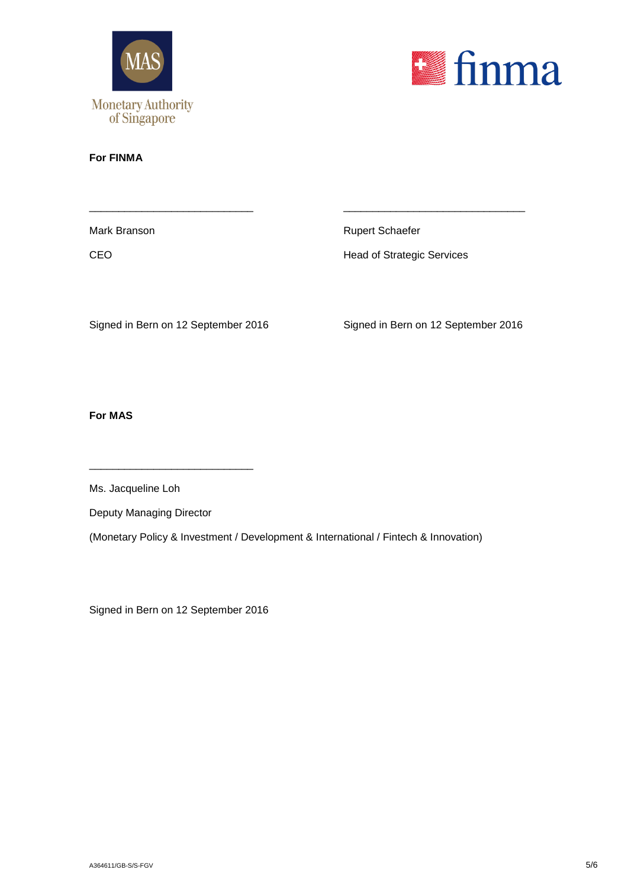**For FINMA**

\_\_\_\_\_\_\_\_\_\_\_\_\_\_\_\_\_\_\_\_\_\_\_\_\_\_\_\_\_\_

Mark Branson

CEO

Signed in Bern on 12 September 2016

\_\_\_\_\_\_\_\_\_\_\_\_\_\_\_\_\_\_\_\_\_\_\_\_\_\_\_\_\_\_

Rupert Schaefer

Head of Strategic Services

Signed in Bern on 12 September 2016

**For MAS**

\_\_\_\_\_\_\_\_\_\_\_\_\_\_\_\_\_\_\_\_\_\_\_\_\_\_\_\_\_\_

Ms. Jacqueline Loh

Deputy Managing Director

(Monetary Policy & Investment / Development & International / Fintech & Innovation)

Signed in Bern on 12 September 2016

A364611/GB-S/S-FGV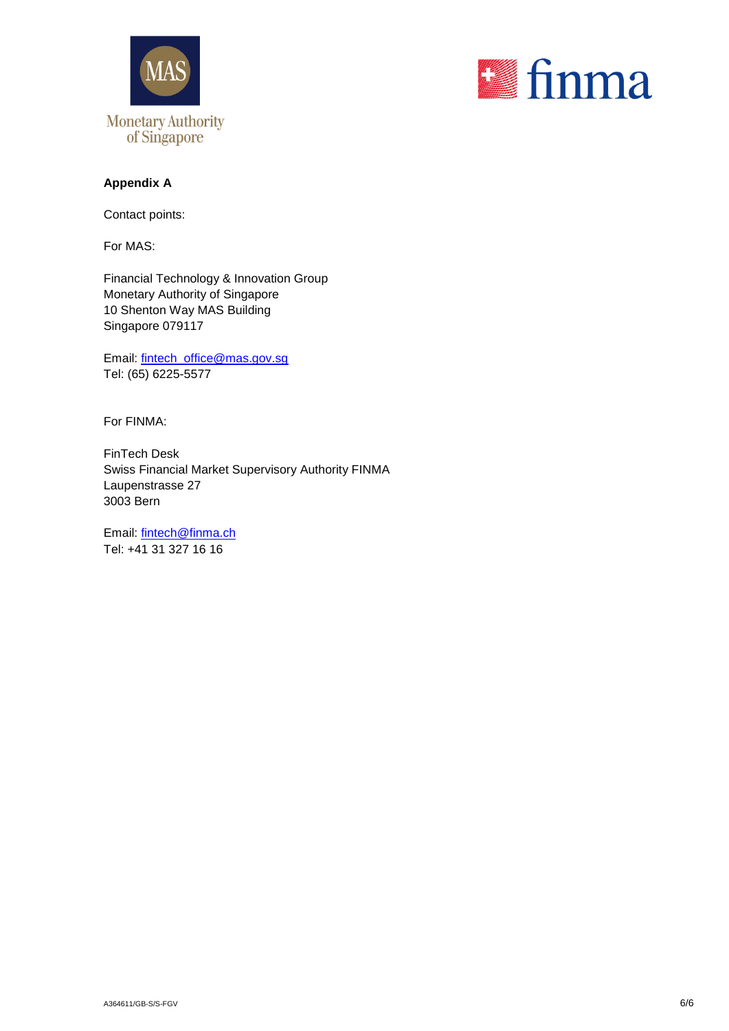**Appendix A**

Contact points:

For MAS:

Financial Technology & Innovation Group
Monetary Authority of Singapore
10 Shenton Way MAS Building
Singapore 079117

Email: fintech_office@mas.gov.sg
Tel: (65) 6225-5577

For FINMA:

FinTech Desk
Swiss Financial Market Supervisory Authority FINMA
Laupenstrasse 27
3003 Bern

Email: fintech@finma.ch
Tel: +41 31 327 16 16

A364611/GB-S/S-FGV